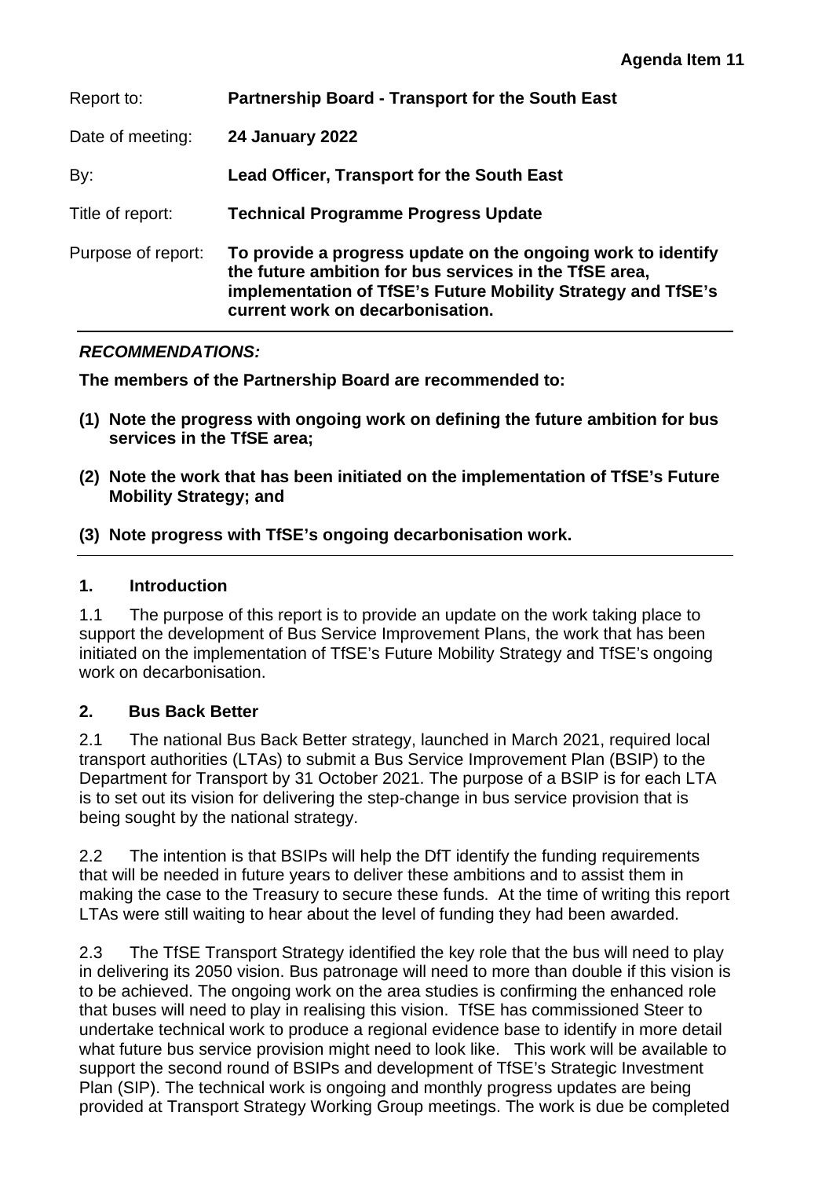**Agenda Item 11**

| | |
|---|---|
| Report to: | **Partnership Board - Transport for the South East** |
| Date of meeting: | **24 January 2022** |
| By: | **Lead Officer, Transport for the South East** |
| Title of report: | **Technical Programme Progress Update** |
| Purpose of report: | **To provide a progress update on the ongoing work to identify the future ambition for bus services in the TfSE area, implementation of TfSE's Future Mobility Strategy and TfSE's current work on decarbonisation.** |

***RECOMMENDATIONS:***

**The members of the Partnership Board are recommended to:**

**(1) Note the progress with ongoing work on defining the future ambition for bus services in the TfSE area;**

**(2) Note the work that has been initiated on the implementation of TfSE's Future Mobility Strategy; and**

**(3) Note progress with TfSE's ongoing decarbonisation work.**

## 1. Introduction

1.1 The purpose of this report is to provide an update on the work taking place to support the development of Bus Service Improvement Plans, the work that has been initiated on the implementation of TfSE's Future Mobility Strategy and TfSE's ongoing work on decarbonisation.

## 2. Bus Back Better

2.1 The national Bus Back Better strategy, launched in March 2021, required local transport authorities (LTAs) to submit a Bus Service Improvement Plan (BSIP) to the Department for Transport by 31 October 2021. The purpose of a BSIP is for each LTA is to set out its vision for delivering the step-change in bus service provision that is being sought by the national strategy.

2.2 The intention is that BSIPs will help the DfT identify the funding requirements that will be needed in future years to deliver these ambitions and to assist them in making the case to the Treasury to secure these funds. At the time of writing this report LTAs were still waiting to hear about the level of funding they had been awarded.

2.3 The TfSE Transport Strategy identified the key role that the bus will need to play in delivering its 2050 vision. Bus patronage will need to more than double if this vision is to be achieved. The ongoing work on the area studies is confirming the enhanced role that buses will need to play in realising this vision. TfSE has commissioned Steer to undertake technical work to produce a regional evidence base to identify in more detail what future bus service provision might need to look like. This work will be available to support the second round of BSIPs and development of TfSE's Strategic Investment Plan (SIP). The technical work is ongoing and monthly progress updates are being provided at Transport Strategy Working Group meetings. The work is due be completed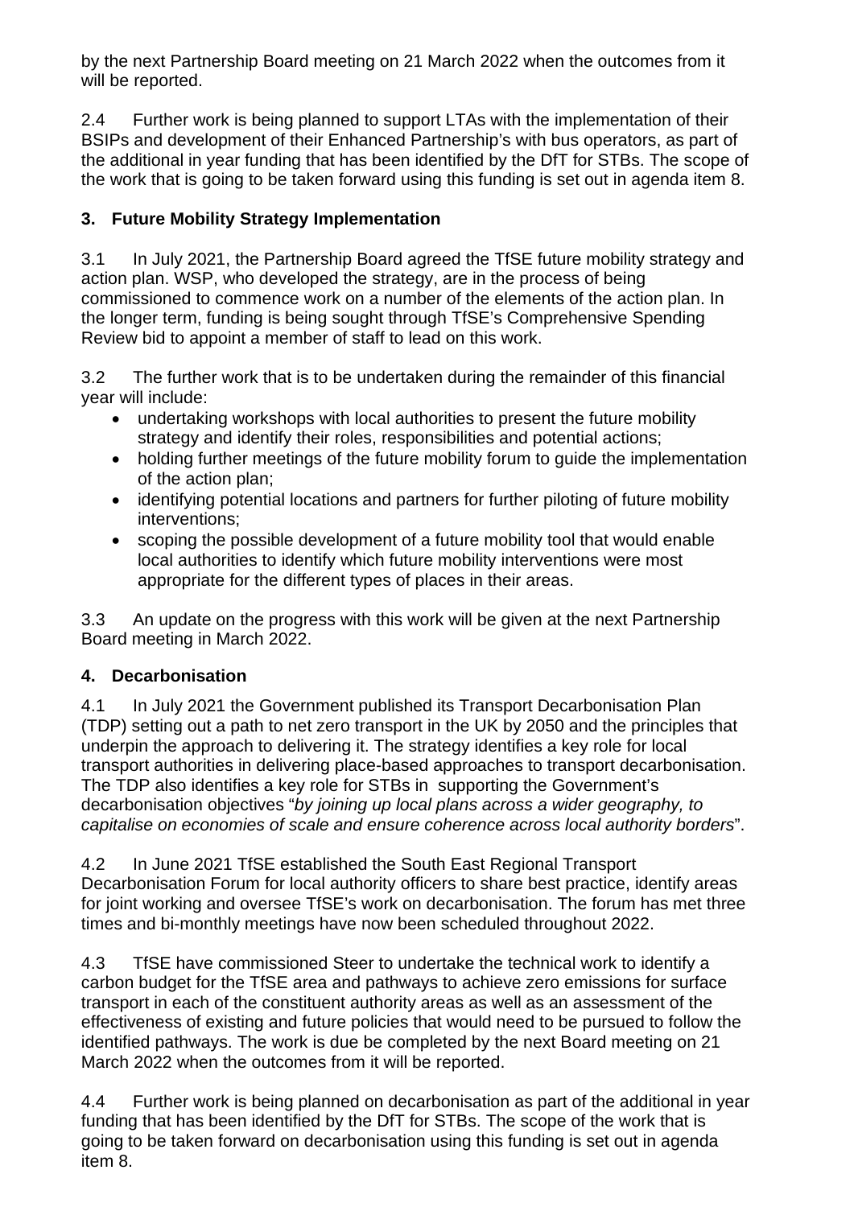by the next Partnership Board meeting on 21 March 2022 when the outcomes from it will be reported.

2.4 Further work is being planned to support LTAs with the implementation of their BSIPs and development of their Enhanced Partnership's with bus operators, as part of the additional in year funding that has been identified by the DfT for STBs. The scope of the work that is going to be taken forward using this funding is set out in agenda item 8.

## 3. Future Mobility Strategy Implementation

3.1 In July 2021, the Partnership Board agreed the TfSE future mobility strategy and action plan. WSP, who developed the strategy, are in the process of being commissioned to commence work on a number of the elements of the action plan. In the longer term, funding is being sought through TfSE's Comprehensive Spending Review bid to appoint a member of staff to lead on this work.

3.2 The further work that is to be undertaken during the remainder of this financial year will include:

- undertaking workshops with local authorities to present the future mobility strategy and identify their roles, responsibilities and potential actions;
- holding further meetings of the future mobility forum to guide the implementation of the action plan;
- identifying potential locations and partners for further piloting of future mobility interventions;
- scoping the possible development of a future mobility tool that would enable local authorities to identify which future mobility interventions were most appropriate for the different types of places in their areas.

3.3 An update on the progress with this work will be given at the next Partnership Board meeting in March 2022.

## 4. Decarbonisation

4.1 In July 2021 the Government published its Transport Decarbonisation Plan (TDP) setting out a path to net zero transport in the UK by 2050 and the principles that underpin the approach to delivering it. The strategy identifies a key role for local transport authorities in delivering place-based approaches to transport decarbonisation. The TDP also identifies a key role for STBs in supporting the Government's decarbonisation objectives "*by joining up local plans across a wider geography, to capitalise on economies of scale and ensure coherence across local authority borders*".

4.2 In June 2021 TfSE established the South East Regional Transport Decarbonisation Forum for local authority officers to share best practice, identify areas for joint working and oversee TfSE's work on decarbonisation. The forum has met three times and bi-monthly meetings have now been scheduled throughout 2022.

4.3 TfSE have commissioned Steer to undertake the technical work to identify a carbon budget for the TfSE area and pathways to achieve zero emissions for surface transport in each of the constituent authority areas as well as an assessment of the effectiveness of existing and future policies that would need to be pursued to follow the identified pathways. The work is due be completed by the next Board meeting on 21 March 2022 when the outcomes from it will be reported.

4.4 Further work is being planned on decarbonisation as part of the additional in year funding that has been identified by the DfT for STBs. The scope of the work that is going to be taken forward on decarbonisation using this funding is set out in agenda item 8.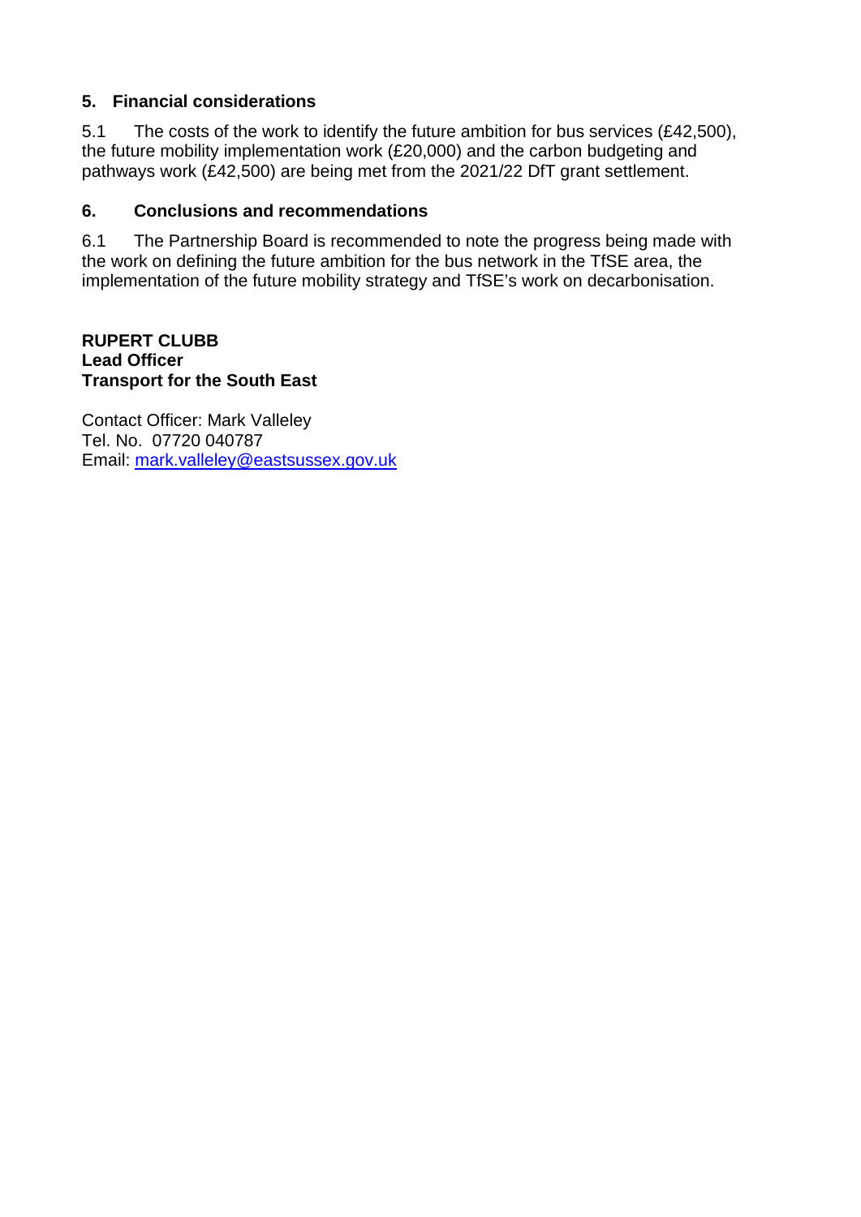## 5. Financial considerations

5.1 The costs of the work to identify the future ambition for bus services (£42,500), the future mobility implementation work (£20,000) and the carbon budgeting and pathways work (£42,500) are being met from the 2021/22 DfT grant settlement.

## 6. Conclusions and recommendations

6.1 The Partnership Board is recommended to note the progress being made with the work on defining the future ambition for the bus network in the TfSE area, the implementation of the future mobility strategy and TfSE's work on decarbonisation.

**RUPERT CLUBB**
**Lead Officer**
**Transport for the South East**

Contact Officer: Mark Valleley
Tel. No. 07720 040787
Email: mark.valleley@eastsussex.gov.uk